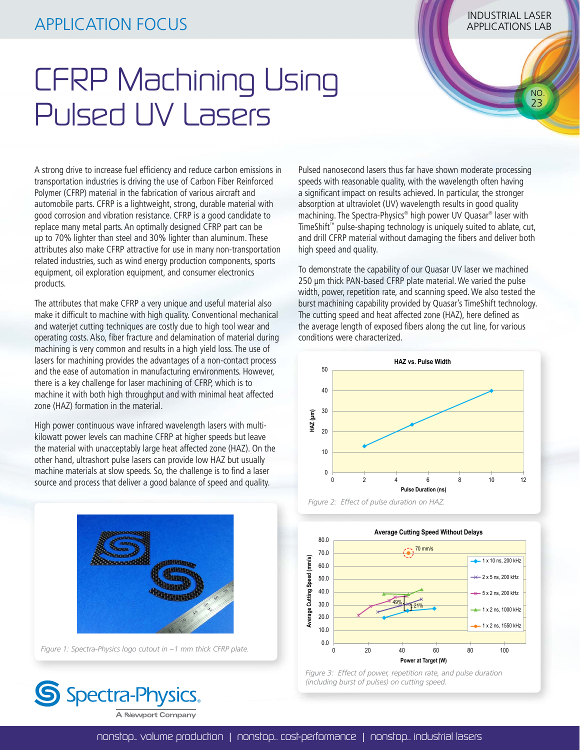APPLICATION FOCUS

INDUSTRIAL LASER APPLICATIONS LAB

NO. 23

# CFRP Machining Using Pulsed UV Lasers

A strong drive to increase fuel efficiency and reduce carbon emissions in transportation industries is driving the use of Carbon Fiber Reinforced Polymer (CFRP) material in the fabrication of various aircraft and automobile parts. CFRP is a lightweight, strong, durable material with good corrosion and vibration resistance. CFRP is a good candidate to replace many metal parts. An optimally designed CFRP part can be up to 70% lighter than steel and 30% lighter than aluminum. These attributes also make CFRP attractive for use in many non-transportation related industries, such as wind energy production components, sports equipment, oil exploration equipment, and consumer electronics products.

The attributes that make CFRP a very unique and useful material also make it difficult to machine with high quality. Conventional mechanical and waterjet cutting techniques are costly due to high tool wear and operating costs. Also, fiber fracture and delamination of material during machining is very common and results in a high yield loss. The use of lasers for machining provides the advantages of a non-contact process and the ease of automation in manufacturing environments. However, there is a key challenge for laser machining of CFRP, which is to machine it with both high throughput and with minimal heat affected zone (HAZ) formation in the material.

High power continuous wave infrared wavelength lasers with multi-kilowatt power levels can machine CFRP at higher speeds but leave the material with unacceptably large heat affected zone (HAZ). On the other hand, ultrashort pulse lasers can provide low HAZ but usually machine materials at slow speeds. So, the challenge is to find a laser source and process that deliver a good balance of speed and quality.

*Figure 1: Spectra-Physics logo cutout in ~1 mm thick CFRP plate.*

Pulsed nanosecond lasers thus far have shown moderate processing speeds with reasonable quality, with the wavelength often having a significant impact on results achieved. In particular, the stronger absorption at ultraviolet (UV) wavelength results in good quality machining. The Spectra-Physics® high power UV Quasar® laser with TimeShift™ pulse-shaping technology is uniquely suited to ablate, cut, and drill CFRP material without damaging the fibers and deliver both high speed and quality.

To demonstrate the capability of our Quasar UV laser we machined 250 µm thick PAN-based CFRP plate material. We varied the pulse width, power, repetition rate, and scanning speed. We also tested the burst machining capability provided by Quasar's TimeShift technology. The cutting speed and heat affected zone (HAZ), here defined as the average length of exposed fibers along the cut line, for various conditions were characterized.

*Figure 2: Effect of pulse duration on HAZ.*

*Figure 3: Effect of power, repetition rate, and pulse duration (including burst of pulses) on cutting speed.*

Spectra-Physics. A Newport Company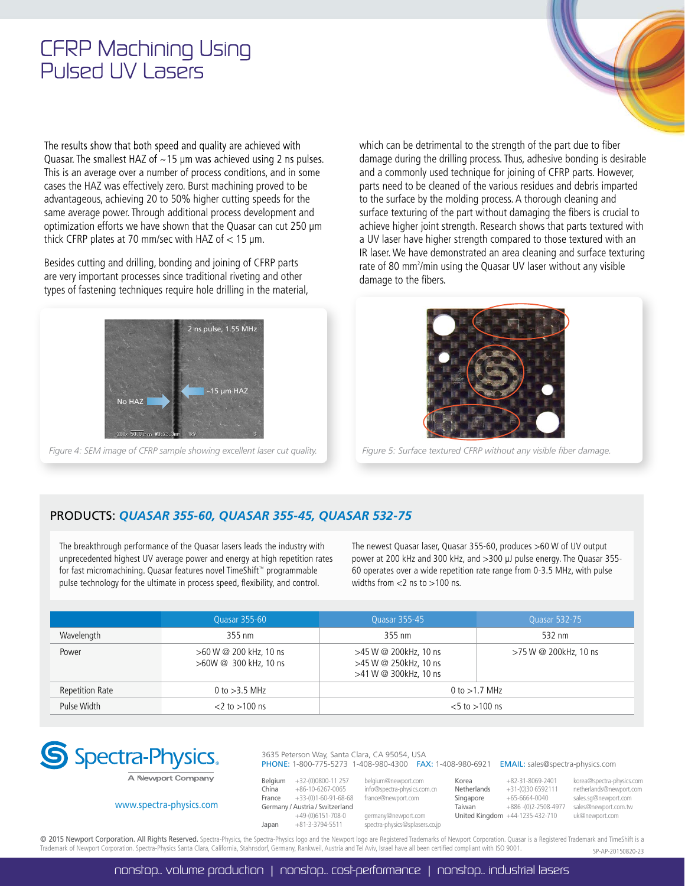# CFRP Machining Using Pulsed UV Lasers

The results show that both speed and quality are achieved with Quasar. The smallest HAZ of ~15 µm was achieved using 2 ns pulses. This is an average over a number of process conditions, and in some cases the HAZ was effectively zero. Burst machining proved to be advantageous, achieving 20 to 50% higher cutting speeds for the same average power. Through additional process development and optimization efforts we have shown that the Quasar can cut 250 µm thick CFRP plates at 70 mm/sec with HAZ of < 15 µm.

Besides cutting and drilling, bonding and joining of CFRP parts are very important processes since traditional riveting and other types of fastening techniques require hole drilling in the material, which can be detrimental to the strength of the part due to fiber damage during the drilling process. Thus, adhesive bonding is desirable and a commonly used technique for joining of CFRP parts. However, parts need to be cleaned of the various residues and debris imparted to the surface by the molding process. A thorough cleaning and surface texturing of the part without damaging the fibers is crucial to achieve higher joint strength. Research shows that parts textured with a UV laser have higher strength compared to those textured with an IR laser. We have demonstrated an area cleaning and surface texturing rate of 80 $mm^2$/min using the Quasar UV laser without any visible damage to the fibers.

2 ns pulse, 1.55 MHz

No HAZ

~15 µm HAZ

*Figure 4: SEM image of CFRP sample showing excellent laser cut quality.*

*Figure 5: Surface textured CFRP without any visible fiber damage.*

## PRODUCTS: *QUASAR 355-60, QUASAR 355-45, QUASAR 532-75*

The breakthrough performance of the Quasar lasers leads the industry with unprecedented highest UV average power and energy at high repetition rates for fast micromachining. Quasar features novel TimeShift™ programmable pulse technology for the ultimate in process speed, flexibility, and control.

The newest Quasar laser, Quasar 355-60, produces >60 W of UV output power at 200 kHz and 300 kHz, and >300 µJ pulse energy. The Quasar 355-60 operates over a wide repetition rate range from 0-3.5 MHz, with pulse widths from <2 ns to >100 ns.

| | Quasar 355-60 | Quasar 355-45 | Quasar 532-75 |
|---|---|---|---|
| Wavelength | 355 nm | 355 nm | 532 nm |
| Power | >60 W @ 200 kHz, 10 ns<br>>60W @ 300 kHz, 10 ns | >45 W @ 200kHz, 10 ns<br>>45 W @ 250kHz, 10 ns<br>>41 W @ 300kHz, 10 ns | >75 W @ 200kHz, 10 ns |
| Repetition Rate | 0 to >3.5 MHz | 0 to >1.7 MHz | |
| Pulse Width | <2 to >100 ns | <5 to >100 ns | |

Spectra-Physics
A Newport Company

www.spectra-physics.com

3635 Peterson Way, Santa Clara, CA 95054, USA
PHONE: 1-800-775-5273 1-408-980-4300 FAX: 1-408-980-6921 EMAIL: sales@spectra-physics.com

| | | | | | |
|---|---|---|---|---|---|
| Belgium | +32-(0)0800-11 257 | belgium@newport.com | Korea | +82-31-8069-2401 | korea@spectra-physics.com |
| China | +86-10-6267-0065 | info@spectra-physics.com.cn | Netherlands | +31-(0)30 6592111 | netherlands@newport.com |
| France | +33-(0)1-60-91-68-68 | france@newport.com | Singapore | +65-6664-0040 | sales.sg@newport.com |
| Germany / Austria / Switzerland | +49-(0)6151-708-0 | germany@newport.com | Taiwan | +886 -(0)2-2508-4977 | sales@newport.com.tw |
| Japan | +81-3-3794-5511 | spectra-physics@splasers.co.jp | United Kingdom | +44-1235-432-710 | uk@newport.com |

© 2015 Newport Corporation. All Rights Reserved. Spectra-Physics, the Spectra-Physics logo and the Newport logo are Registered Trademarks of Newport Corporation. Quasar is a Registered Trademark and TimeShift is a Trademark of Newport Corporation. Spectra-Physics Santa Clara, California, Stahnsdorf, Germany, Rankweil, Austria and Tel Aviv, Israel have all been certified compliant with ISO 9001.

SP-AP-20150820-23

nonstop... volume production | nonstop... cost-performance | nonstop... industrial lasers